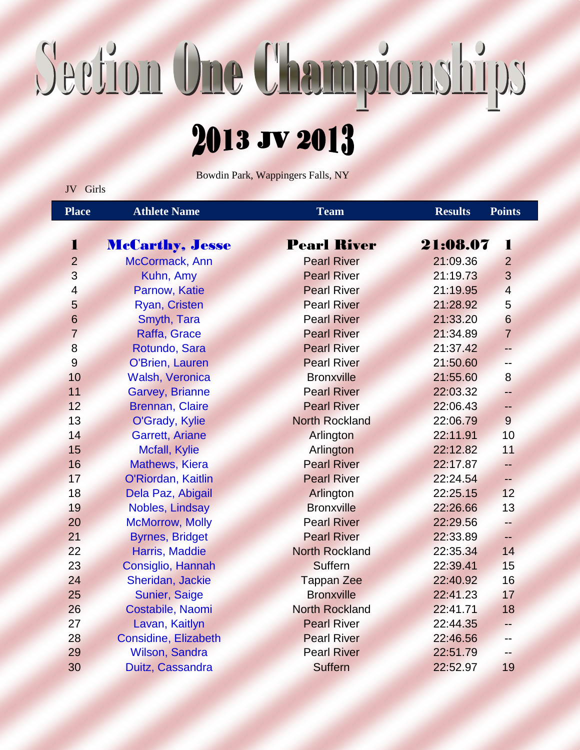# Section One Championships

## 2013 JV 2013

Bowdin Park, Wappingers Falls, NY

JV Girls

| Place | Athlete Name | Team | Results | Points |
|---|---|---|---|---|
| **1** | **McCarthy, Jesse** | **Pearl River** | **21:08.07** | **1** |
| 2 | McCormack, Ann | Pearl River | 21:09.36 | 2 |
| 3 | Kuhn, Amy | Pearl River | 21:19.73 | 3 |
| 4 | Parnow, Katie | Pearl River | 21:19.95 | 4 |
| 5 | Ryan, Cristen | Pearl River | 21:28.92 | 5 |
| 6 | Smyth, Tara | Pearl River | 21:33.20 | 6 |
| 7 | Raffa, Grace | Pearl River | 21:34.89 | 7 |
| 8 | Rotundo, Sara | Pearl River | 21:37.42 | -- |
| 9 | O'Brien, Lauren | Pearl River | 21:50.60 | -- |
| 10 | Walsh, Veronica | Bronxville | 21:55.60 | 8 |
| 11 | Garvey, Brianne | Pearl River | 22:03.32 | -- |
| 12 | Brennan, Claire | Pearl River | 22:06.43 | -- |
| 13 | O'Grady, Kylie | North Rockland | 22:06.79 | 9 |
| 14 | Garrett, Ariane | Arlington | 22:11.91 | 10 |
| 15 | Mcfall, Kylie | Arlington | 22:12.82 | 11 |
| 16 | Mathews, Kiera | Pearl River | 22:17.87 | -- |
| 17 | O'Riordan, Kaitlin | Pearl River | 22:24.54 | -- |
| 18 | Dela Paz, Abigail | Arlington | 22:25.15 | 12 |
| 19 | Nobles, Lindsay | Bronxville | 22:26.66 | 13 |
| 20 | McMorrow, Molly | Pearl River | 22:29.56 | -- |
| 21 | Byrnes, Bridget | Pearl River | 22:33.89 | -- |
| 22 | Harris, Maddie | North Rockland | 22:35.34 | 14 |
| 23 | Consiglio, Hannah | Suffern | 22:39.41 | 15 |
| 24 | Sheridan, Jackie | Tappan Zee | 22:40.92 | 16 |
| 25 | Sunier, Saige | Bronxville | 22:41.23 | 17 |
| 26 | Costabile, Naomi | North Rockland | 22:41.71 | 18 |
| 27 | Lavan, Kaitlyn | Pearl River | 22:44.35 | -- |
| 28 | Considine, Elizabeth | Pearl River | 22:46.56 | -- |
| 29 | Wilson, Sandra | Pearl River | 22:51.79 | -- |
| 30 | Duitz, Cassandra | Suffern | 22:52.97 | 19 |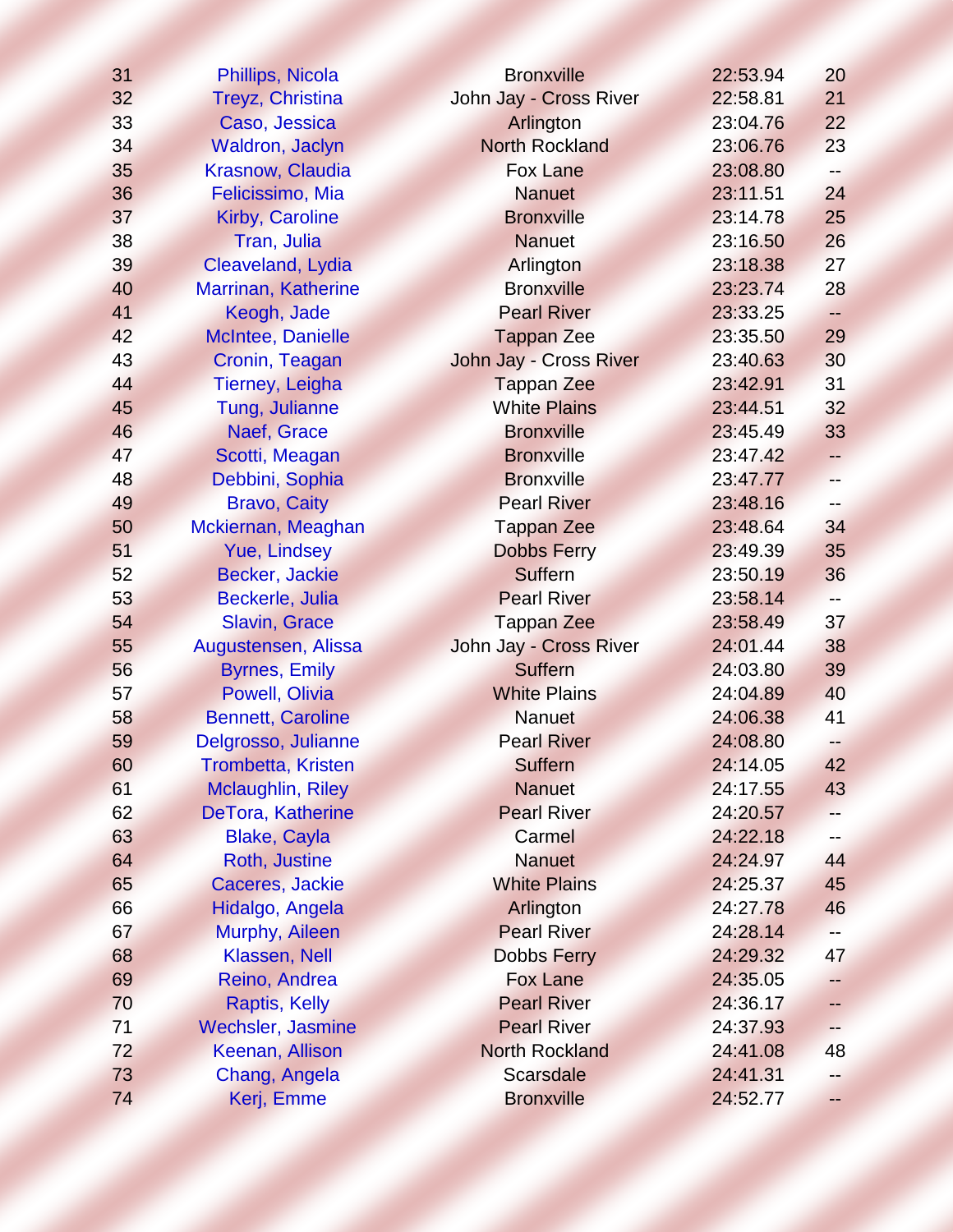| | | | | |
|---|---|---|---|---|
| 31 | Phillips, Nicola | Bronxville | 22:53.94 | 20 |
| 32 | Treyz, Christina | John Jay - Cross River | 22:58.81 | 21 |
| 33 | Caso, Jessica | Arlington | 23:04.76 | 22 |
| 34 | Waldron, Jaclyn | North Rockland | 23:06.76 | 23 |
| 35 | Krasnow, Claudia | Fox Lane | 23:08.80 | -- |
| 36 | Felicissimo, Mia | Nanuet | 23:11.51 | 24 |
| 37 | Kirby, Caroline | Bronxville | 23:14.78 | 25 |
| 38 | Tran, Julia | Nanuet | 23:16.50 | 26 |
| 39 | Cleaveland, Lydia | Arlington | 23:18.38 | 27 |
| 40 | Marrinan, Katherine | Bronxville | 23:23.74 | 28 |
| 41 | Keogh, Jade | Pearl River | 23:33.25 | -- |
| 42 | McIntee, Danielle | Tappan Zee | 23:35.50 | 29 |
| 43 | Cronin, Teagan | John Jay - Cross River | 23:40.63 | 30 |
| 44 | Tierney, Leigha | Tappan Zee | 23:42.91 | 31 |
| 45 | Tung, Julianne | White Plains | 23:44.51 | 32 |
| 46 | Naef, Grace | Bronxville | 23:45.49 | 33 |
| 47 | Scotti, Meagan | Bronxville | 23:47.42 | -- |
| 48 | Debbini, Sophia | Bronxville | 23:47.77 | -- |
| 49 | Bravo, Caity | Pearl River | 23:48.16 | -- |
| 50 | Mckiernan, Meaghan | Tappan Zee | 23:48.64 | 34 |
| 51 | Yue, Lindsey | Dobbs Ferry | 23:49.39 | 35 |
| 52 | Becker, Jackie | Suffern | 23:50.19 | 36 |
| 53 | Beckerle, Julia | Pearl River | 23:58.14 | -- |
| 54 | Slavin, Grace | Tappan Zee | 23:58.49 | 37 |
| 55 | Augustensen, Alissa | John Jay - Cross River | 24:01.44 | 38 |
| 56 | Byrnes, Emily | Suffern | 24:03.80 | 39 |
| 57 | Powell, Olivia | White Plains | 24:04.89 | 40 |
| 58 | Bennett, Caroline | Nanuet | 24:06.38 | 41 |
| 59 | Delgrosso, Julianne | Pearl River | 24:08.80 | -- |
| 60 | Trombetta, Kristen | Suffern | 24:14.05 | 42 |
| 61 | Mclaughlin, Riley | Nanuet | 24:17.55 | 43 |
| 62 | DeTora, Katherine | Pearl River | 24:20.57 | -- |
| 63 | Blake, Cayla | Carmel | 24:22.18 | -- |
| 64 | Roth, Justine | Nanuet | 24:24.97 | 44 |
| 65 | Caceres, Jackie | White Plains | 24:25.37 | 45 |
| 66 | Hidalgo, Angela | Arlington | 24:27.78 | 46 |
| 67 | Murphy, Aileen | Pearl River | 24:28.14 | -- |
| 68 | Klassen, Nell | Dobbs Ferry | 24:29.32 | 47 |
| 69 | Reino, Andrea | Fox Lane | 24:35.05 | -- |
| 70 | Raptis, Kelly | Pearl River | 24:36.17 | -- |
| 71 | Wechsler, Jasmine | Pearl River | 24:37.93 | -- |
| 72 | Keenan, Allison | North Rockland | 24:41.08 | 48 |
| 73 | Chang, Angela | Scarsdale | 24:41.31 | -- |
| 74 | Kerj, Emme | Bronxville | 24:52.77 | -- |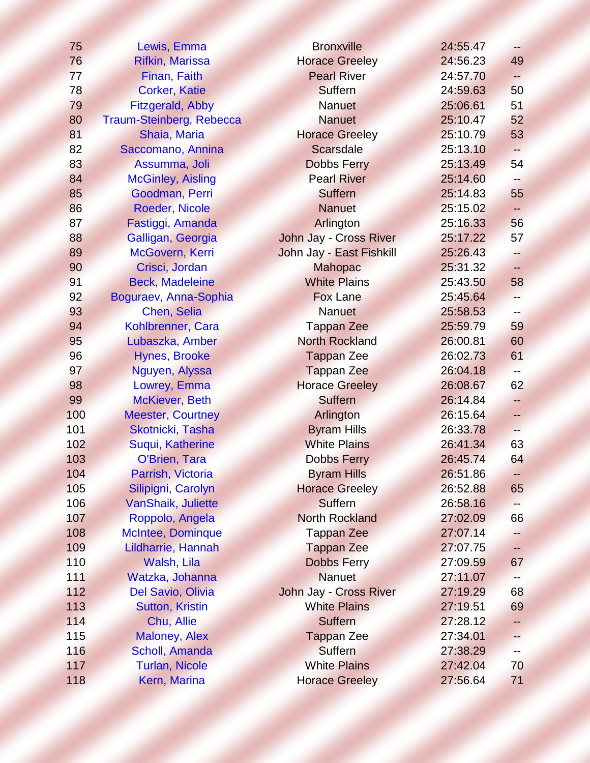| | | | | |
|---|---|---|---|---|
| 75 | Lewis, Emma | Bronxville | 24:55.47 | -- |
| 76 | Rifkin, Marissa | Horace Greeley | 24:56.23 | 49 |
| 77 | Finan, Faith | Pearl River | 24:57.70 | -- |
| 78 | Corker, Katie | Suffern | 24:59.63 | 50 |
| 79 | Fitzgerald, Abby | Nanuet | 25:06.61 | 51 |
| 80 | Traum-Steinberg, Rebecca | Nanuet | 25:10.47 | 52 |
| 81 | Shaia, Maria | Horace Greeley | 25:10.79 | 53 |
| 82 | Saccomano, Annina | Scarsdale | 25:13.10 | -- |
| 83 | Assumma, Joli | Dobbs Ferry | 25:13.49 | 54 |
| 84 | McGinley, Aisling | Pearl River | 25:14.60 | -- |
| 85 | Goodman, Perri | Suffern | 25:14.83 | 55 |
| 86 | Roeder, Nicole | Nanuet | 25:15.02 | -- |
| 87 | Fastiggi, Amanda | Arlington | 25:16.33 | 56 |
| 88 | Galligan, Georgia | John Jay - Cross River | 25:17.22 | 57 |
| 89 | McGovern, Kerri | John Jay - East Fishkill | 25:26.43 | -- |
| 90 | Crisci, Jordan | Mahopac | 25:31.32 | -- |
| 91 | Beck, Madeleine | White Plains | 25:43.50 | 58 |
| 92 | Boguraev, Anna-Sophia | Fox Lane | 25:45.64 | -- |
| 93 | Chen, Selia | Nanuet | 25:58.53 | -- |
| 94 | Kohlbrenner, Cara | Tappan Zee | 25:59.79 | 59 |
| 95 | Lubaszka, Amber | North Rockland | 26:00.81 | 60 |
| 96 | Hynes, Brooke | Tappan Zee | 26:02.73 | 61 |
| 97 | Nguyen, Alyssa | Tappan Zee | 26:04.18 | -- |
| 98 | Lowrey, Emma | Horace Greeley | 26:08.67 | 62 |
| 99 | McKiever, Beth | Suffern | 26:14.84 | -- |
| 100 | Meester, Courtney | Arlington | 26:15.64 | -- |
| 101 | Skotnicki, Tasha | Byram Hills | 26:33.78 | -- |
| 102 | Suqui, Katherine | White Plains | 26:41.34 | 63 |
| 103 | O'Brien, Tara | Dobbs Ferry | 26:45.74 | 64 |
| 104 | Parrish, Victoria | Byram Hills | 26:51.86 | -- |
| 105 | Silipigni, Carolyn | Horace Greeley | 26:52.88 | 65 |
| 106 | VanShaik, Juliette | Suffern | 26:58.16 | -- |
| 107 | Roppolo, Angela | North Rockland | 27:02.09 | 66 |
| 108 | McIntee, Dominque | Tappan Zee | 27:07.14 | -- |
| 109 | Lildharrie, Hannah | Tappan Zee | 27:07.75 | -- |
| 110 | Walsh, Lila | Dobbs Ferry | 27:09.59 | 67 |
| 111 | Watzka, Johanna | Nanuet | 27:11.07 | -- |
| 112 | Del Savio, Olivia | John Jay - Cross River | 27:19.29 | 68 |
| 113 | Sutton, Kristin | White Plains | 27:19.51 | 69 |
| 114 | Chu, Allie | Suffern | 27:28.12 | -- |
| 115 | Maloney, Alex | Tappan Zee | 27:34.01 | -- |
| 116 | Scholl, Amanda | Suffern | 27:38.29 | -- |
| 117 | Turlan, Nicole | White Plains | 27:42.04 | 70 |
| 118 | Kern, Marina | Horace Greeley | 27:56.64 | 71 |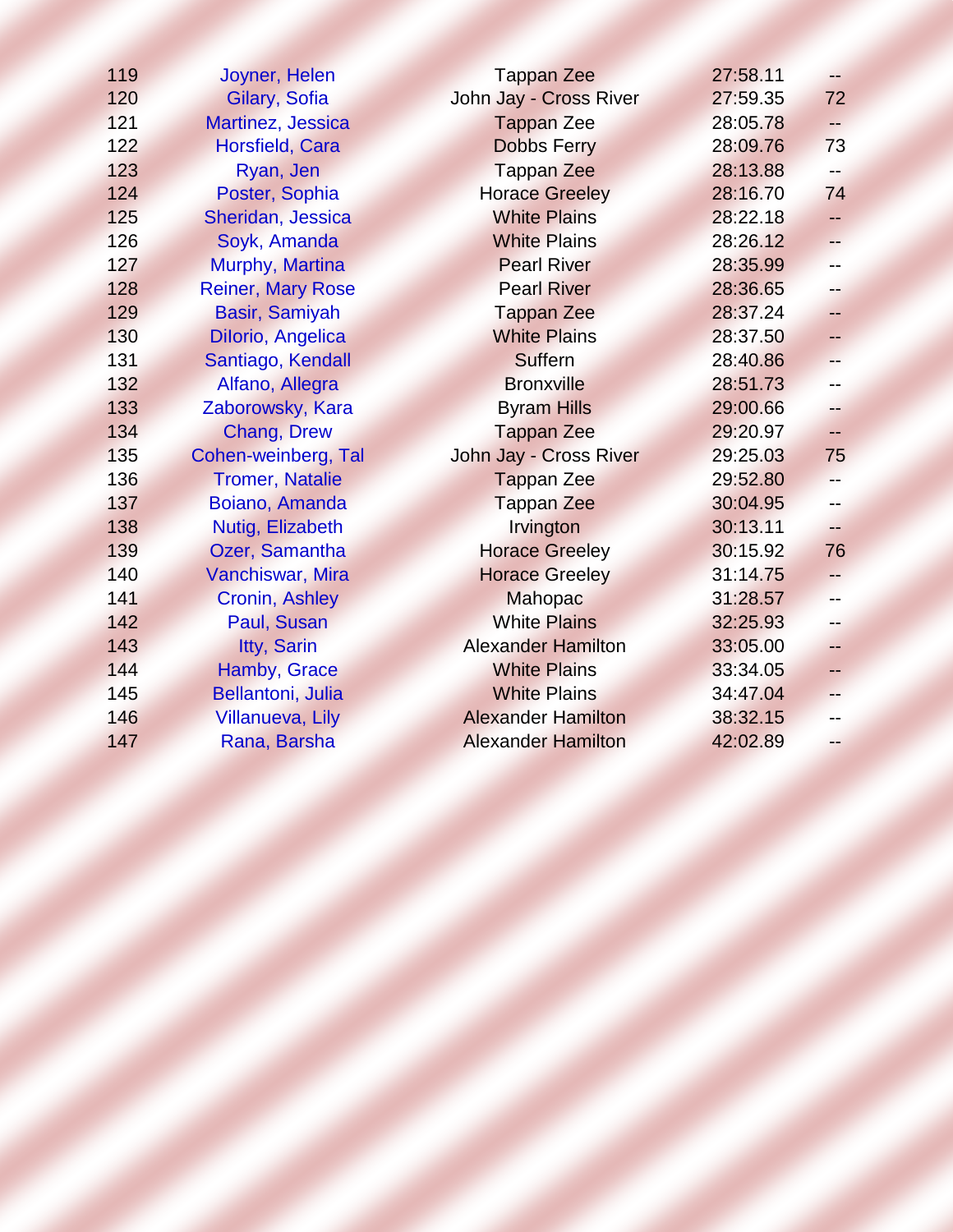| | | | | |
|---|---|---|---|---|
| 119 | Joyner, Helen | Tappan Zee | 27:58.11 | -- |
| 120 | Gilary, Sofia | John Jay - Cross River | 27:59.35 | 72 |
| 121 | Martinez, Jessica | Tappan Zee | 28:05.78 | -- |
| 122 | Horsfield, Cara | Dobbs Ferry | 28:09.76 | 73 |
| 123 | Ryan, Jen | Tappan Zee | 28:13.88 | -- |
| 124 | Poster, Sophia | Horace Greeley | 28:16.70 | 74 |
| 125 | Sheridan, Jessica | White Plains | 28:22.18 | -- |
| 126 | Soyk, Amanda | White Plains | 28:26.12 | -- |
| 127 | Murphy, Martina | Pearl River | 28:35.99 | -- |
| 128 | Reiner, Mary Rose | Pearl River | 28:36.65 | -- |
| 129 | Basir, Samiyah | Tappan Zee | 28:37.24 | -- |
| 130 | DiIorio, Angelica | White Plains | 28:37.50 | -- |
| 131 | Santiago, Kendall | Suffern | 28:40.86 | -- |
| 132 | Alfano, Allegra | Bronxville | 28:51.73 | -- |
| 133 | Zaborowsky, Kara | Byram Hills | 29:00.66 | -- |
| 134 | Chang, Drew | Tappan Zee | 29:20.97 | -- |
| 135 | Cohen-weinberg, Tal | John Jay - Cross River | 29:25.03 | 75 |
| 136 | Tromer, Natalie | Tappan Zee | 29:52.80 | -- |
| 137 | Boiano, Amanda | Tappan Zee | 30:04.95 | -- |
| 138 | Nutig, Elizabeth | Irvington | 30:13.11 | -- |
| 139 | Ozer, Samantha | Horace Greeley | 30:15.92 | 76 |
| 140 | Vanchiswar, Mira | Horace Greeley | 31:14.75 | -- |
| 141 | Cronin, Ashley | Mahopac | 31:28.57 | -- |
| 142 | Paul, Susan | White Plains | 32:25.93 | -- |
| 143 | Itty, Sarin | Alexander Hamilton | 33:05.00 | -- |
| 144 | Hamby, Grace | White Plains | 33:34.05 | -- |
| 145 | Bellantoni, Julia | White Plains | 34:47.04 | -- |
| 146 | Villanueva, Lily | Alexander Hamilton | 38:32.15 | -- |
| 147 | Rana, Barsha | Alexander Hamilton | 42:02.89 | -- |